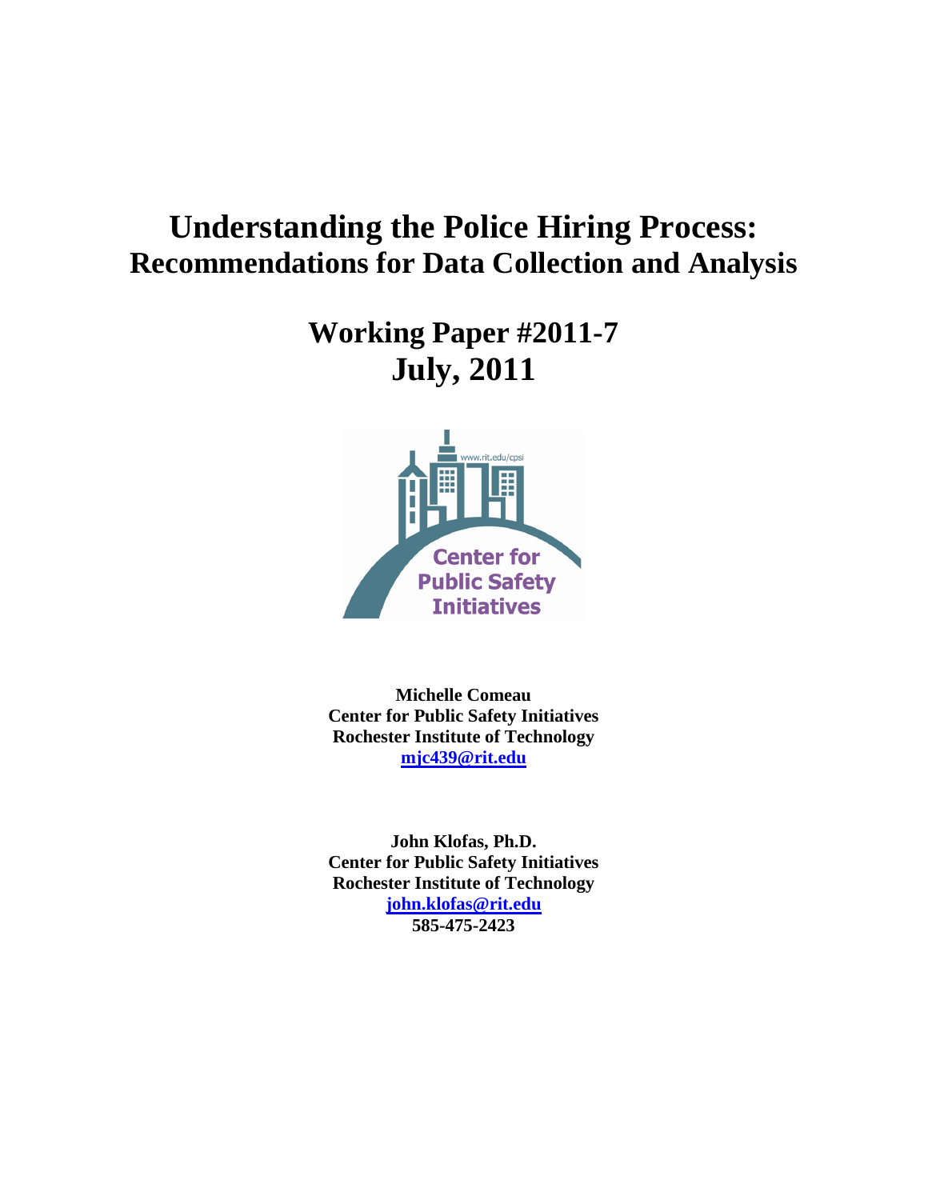# Understanding the Police Hiring Process: Recommendations for Data Collection and Analysis

## Working Paper #2011-7
## July, 2011

**Michelle Comeau**
**Center for Public Safety Initiatives**
**Rochester Institute of Technology**
**mjc439@rit.edu**

**John Klofas, Ph.D.**
**Center for Public Safety Initiatives**
**Rochester Institute of Technology**
**john.klofas@rit.edu**
**585-475-2423**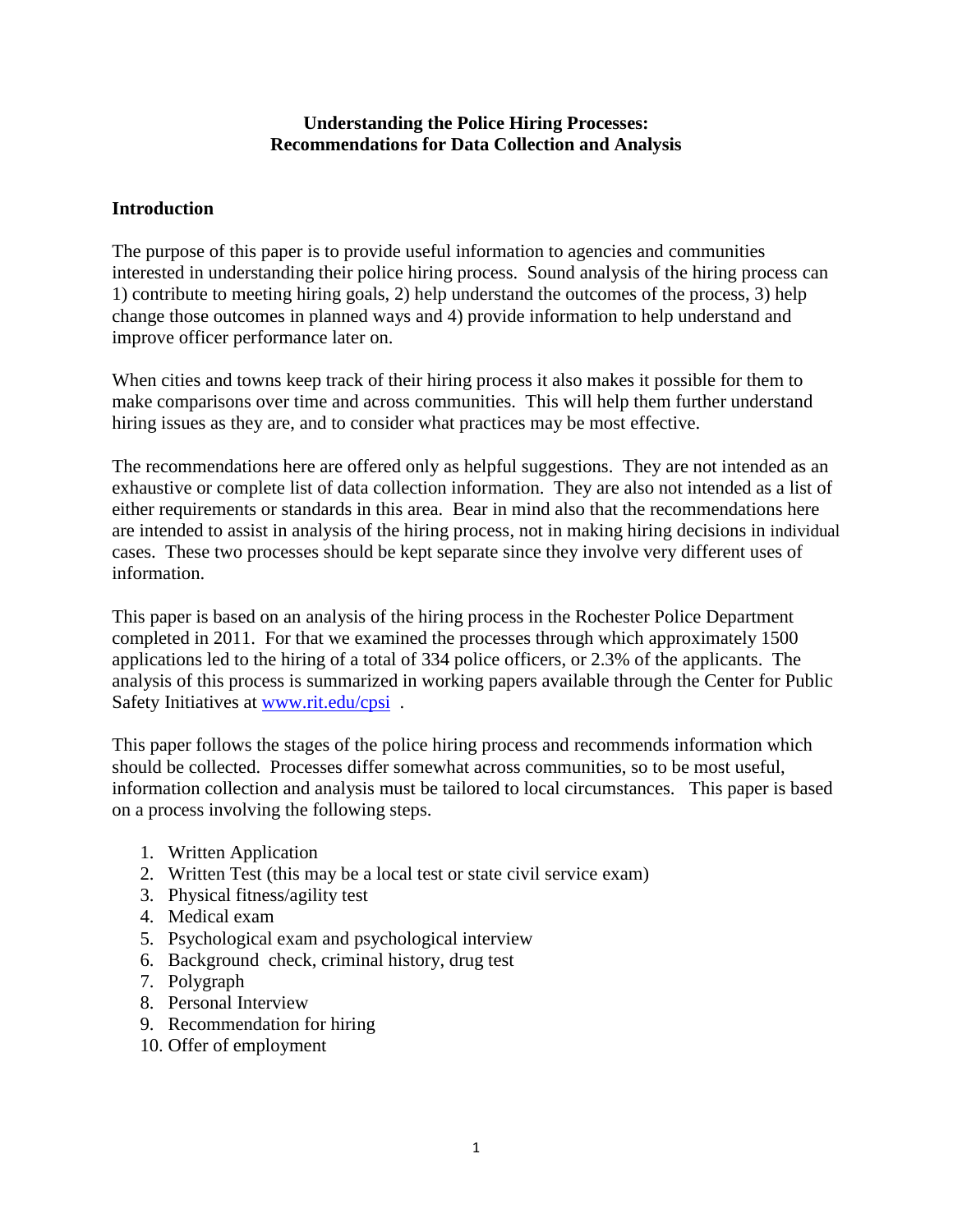# Understanding the Police Hiring Processes: Recommendations for Data Collection and Analysis

## Introduction

The purpose of this paper is to provide useful information to agencies and communities interested in understanding their police hiring process. Sound analysis of the hiring process can 1) contribute to meeting hiring goals, 2) help understand the outcomes of the process, 3) help change those outcomes in planned ways and 4) provide information to help understand and improve officer performance later on.

When cities and towns keep track of their hiring process it also makes it possible for them to make comparisons over time and across communities. This will help them further understand hiring issues as they are, and to consider what practices may be most effective.

The recommendations here are offered only as helpful suggestions. They are not intended as an exhaustive or complete list of data collection information. They are also not intended as a list of either requirements or standards in this area. Bear in mind also that the recommendations here are intended to assist in analysis of the hiring process, not in making hiring decisions in individual cases. These two processes should be kept separate since they involve very different uses of information.

This paper is based on an analysis of the hiring process in the Rochester Police Department completed in 2011. For that we examined the processes through which approximately 1500 applications led to the hiring of a total of 334 police officers, or 2.3% of the applicants. The analysis of this process is summarized in working papers available through the Center for Public Safety Initiatives at www.rit.edu/cpsi .

This paper follows the stages of the police hiring process and recommends information which should be collected. Processes differ somewhat across communities, so to be most useful, information collection and analysis must be tailored to local circumstances. This paper is based on a process involving the following steps.

1. Written Application
2. Written Test (this may be a local test or state civil service exam)
3. Physical fitness/agility test
4. Medical exam
5. Psychological exam and psychological interview
6. Background check, criminal history, drug test
7. Polygraph
8. Personal Interview
9. Recommendation for hiring
10. Offer of employment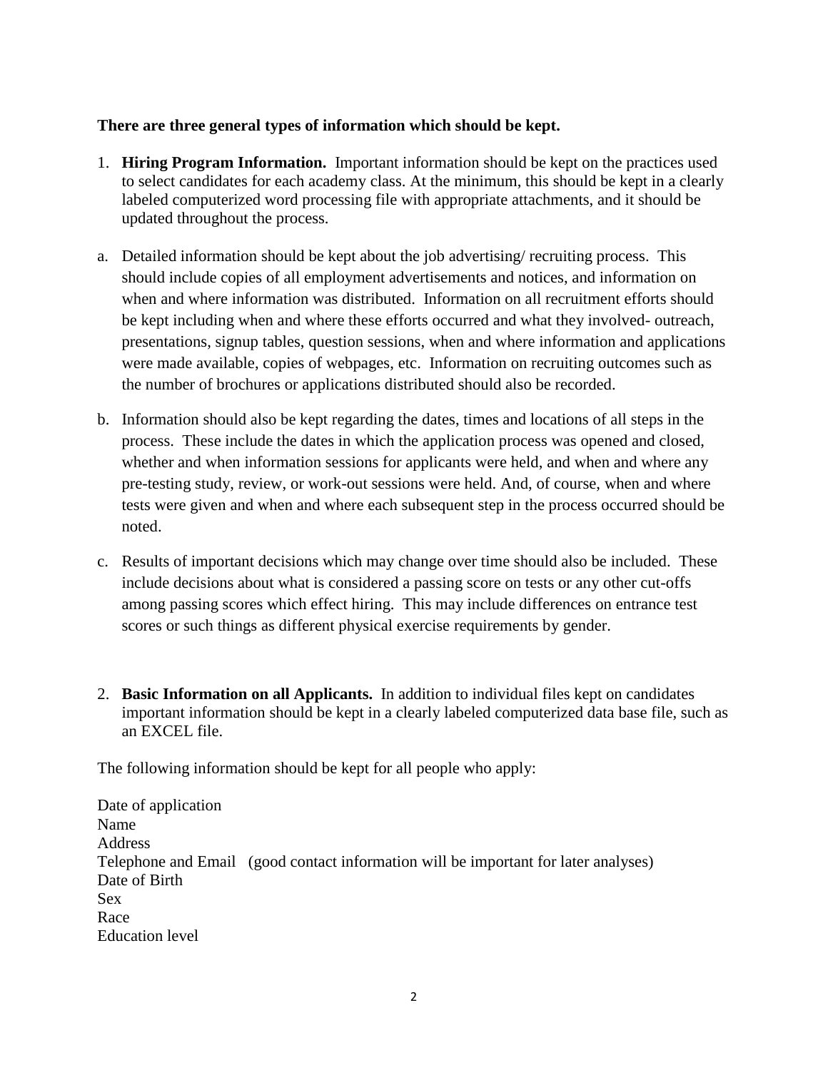**There are three general types of information which should be kept.**

1. **Hiring Program Information.** Important information should be kept on the practices used to select candidates for each academy class. At the minimum, this should be kept in a clearly labeled computerized word processing file with appropriate attachments, and it should be updated throughout the process.

a. Detailed information should be kept about the job advertising/ recruiting process. This should include copies of all employment advertisements and notices, and information on when and where information was distributed. Information on all recruitment efforts should be kept including when and where these efforts occurred and what they involved- outreach, presentations, signup tables, question sessions, when and where information and applications were made available, copies of webpages, etc. Information on recruiting outcomes such as the number of brochures or applications distributed should also be recorded.

b. Information should also be kept regarding the dates, times and locations of all steps in the process. These include the dates in which the application process was opened and closed, whether and when information sessions for applicants were held, and when and where any pre-testing study, review, or work-out sessions were held. And, of course, when and where tests were given and when and where each subsequent step in the process occurred should be noted.

c. Results of important decisions which may change over time should also be included. These include decisions about what is considered a passing score on tests or any other cut-offs among passing scores which effect hiring. This may include differences on entrance test scores or such things as different physical exercise requirements by gender.

2. **Basic Information on all Applicants.** In addition to individual files kept on candidates important information should be kept in a clearly labeled computerized data base file, such as an EXCEL file.

The following information should be kept for all people who apply:

Date of application
Name
Address
Telephone and Email (good contact information will be important for later analyses)
Date of Birth
Sex
Race
Education level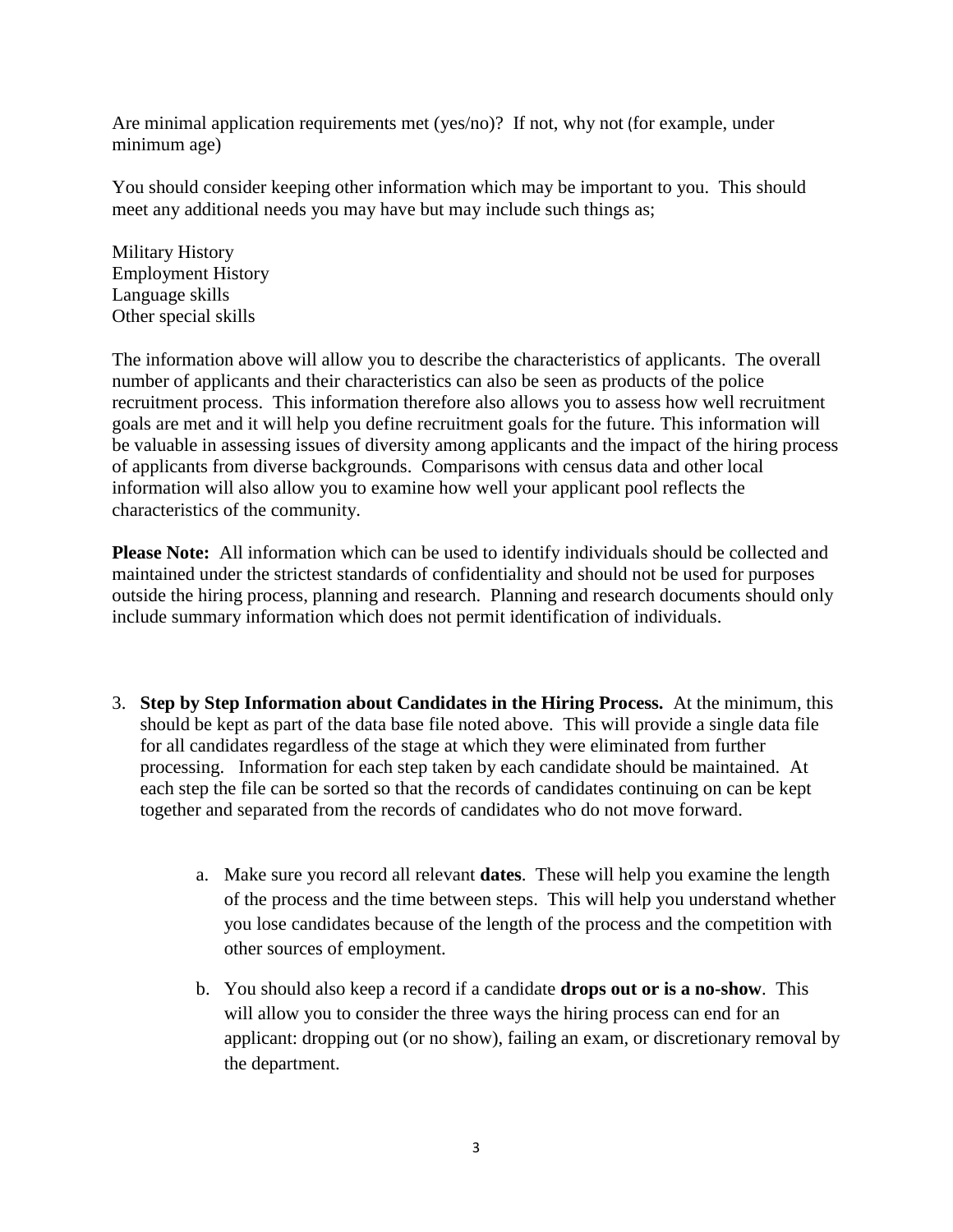Are minimal application requirements met (yes/no)? If not, why not (for example, under minimum age)

You should consider keeping other information which may be important to you. This should meet any additional needs you may have but may include such things as;

Military History
Employment History
Language skills
Other special skills

The information above will allow you to describe the characteristics of applicants. The overall number of applicants and their characteristics can also be seen as products of the police recruitment process. This information therefore also allows you to assess how well recruitment goals are met and it will help you define recruitment goals for the future. This information will be valuable in assessing issues of diversity among applicants and the impact of the hiring process of applicants from diverse backgrounds. Comparisons with census data and other local information will also allow you to examine how well your applicant pool reflects the characteristics of the community.

**Please Note:** All information which can be used to identify individuals should be collected and maintained under the strictest standards of confidentiality and should not be used for purposes outside the hiring process, planning and research. Planning and research documents should only include summary information which does not permit identification of individuals.

3. **Step by Step Information about Candidates in the Hiring Process.** At the minimum, this should be kept as part of the data base file noted above. This will provide a single data file for all candidates regardless of the stage at which they were eliminated from further processing. Information for each step taken by each candidate should be maintained. At each step the file can be sorted so that the records of candidates continuing on can be kept together and separated from the records of candidates who do not move forward.

    a. Make sure you record all relevant **dates**. These will help you examine the length of the process and the time between steps. This will help you understand whether you lose candidates because of the length of the process and the competition with other sources of employment.

    b. You should also keep a record if a candidate **drops out or is a no-show**. This will allow you to consider the three ways the hiring process can end for an applicant: dropping out (or no show), failing an exam, or discretionary removal by the department.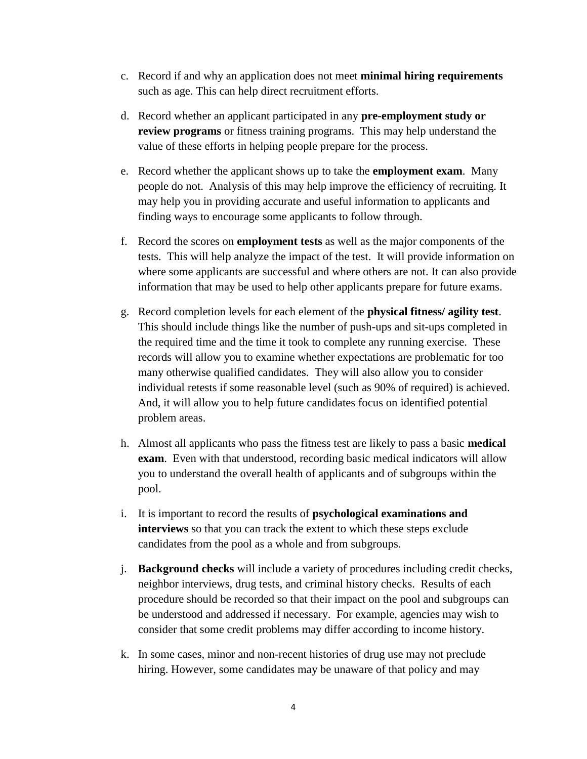c. Record if and why an application does not meet **minimal hiring requirements** such as age. This can help direct recruitment efforts.

d. Record whether an applicant participated in any **pre-employment study or review programs** or fitness training programs. This may help understand the value of these efforts in helping people prepare for the process.

e. Record whether the applicant shows up to take the **employment exam**. Many people do not. Analysis of this may help improve the efficiency of recruiting. It may help you in providing accurate and useful information to applicants and finding ways to encourage some applicants to follow through.

f. Record the scores on **employment tests** as well as the major components of the tests. This will help analyze the impact of the test. It will provide information on where some applicants are successful and where others are not. It can also provide information that may be used to help other applicants prepare for future exams.

g. Record completion levels for each element of the **physical fitness/ agility test**. This should include things like the number of push-ups and sit-ups completed in the required time and the time it took to complete any running exercise. These records will allow you to examine whether expectations are problematic for too many otherwise qualified candidates. They will also allow you to consider individual retests if some reasonable level (such as 90% of required) is achieved. And, it will allow you to help future candidates focus on identified potential problem areas.

h. Almost all applicants who pass the fitness test are likely to pass a basic **medical exam**. Even with that understood, recording basic medical indicators will allow you to understand the overall health of applicants and of subgroups within the pool.

i. It is important to record the results of **psychological examinations and interviews** so that you can track the extent to which these steps exclude candidates from the pool as a whole and from subgroups.

j. **Background checks** will include a variety of procedures including credit checks, neighbor interviews, drug tests, and criminal history checks. Results of each procedure should be recorded so that their impact on the pool and subgroups can be understood and addressed if necessary. For example, agencies may wish to consider that some credit problems may differ according to income history.

k. In some cases, minor and non-recent histories of drug use may not preclude hiring. However, some candidates may be unaware of that policy and may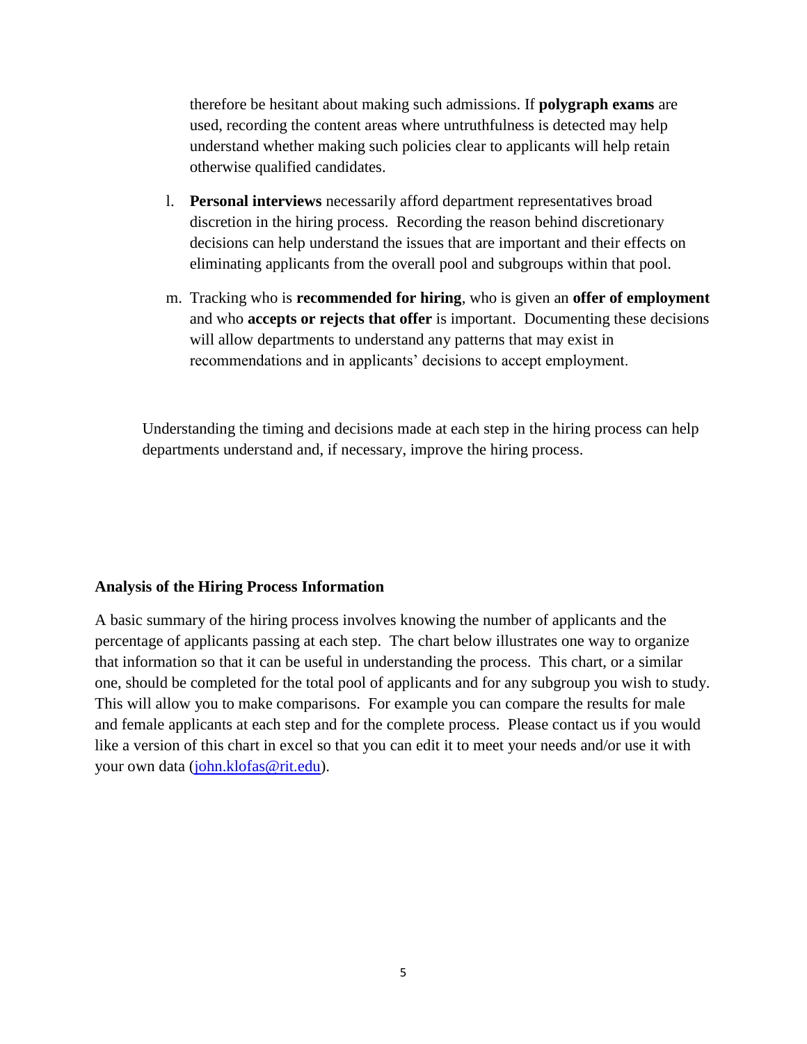therefore be hesitant about making such admissions. If **polygraph exams** are used, recording the content areas where untruthfulness is detected may help understand whether making such policies clear to applicants will help retain otherwise qualified candidates.

l. **Personal interviews** necessarily afford department representatives broad discretion in the hiring process. Recording the reason behind discretionary decisions can help understand the issues that are important and their effects on eliminating applicants from the overall pool and subgroups within that pool.

m. Tracking who is **recommended for hiring**, who is given an **offer of employment** and who **accepts or rejects that offer** is important. Documenting these decisions will allow departments to understand any patterns that may exist in recommendations and in applicants' decisions to accept employment.

Understanding the timing and decisions made at each step in the hiring process can help departments understand and, if necessary, improve the hiring process.

**Analysis of the Hiring Process Information**

A basic summary of the hiring process involves knowing the number of applicants and the percentage of applicants passing at each step. The chart below illustrates one way to organize that information so that it can be useful in understanding the process. This chart, or a similar one, should be completed for the total pool of applicants and for any subgroup you wish to study. This will allow you to make comparisons. For example you can compare the results for male and female applicants at each step and for the complete process. Please contact us if you would like a version of this chart in excel so that you can edit it to meet your needs and/or use it with your own data (john.klofas@rit.edu).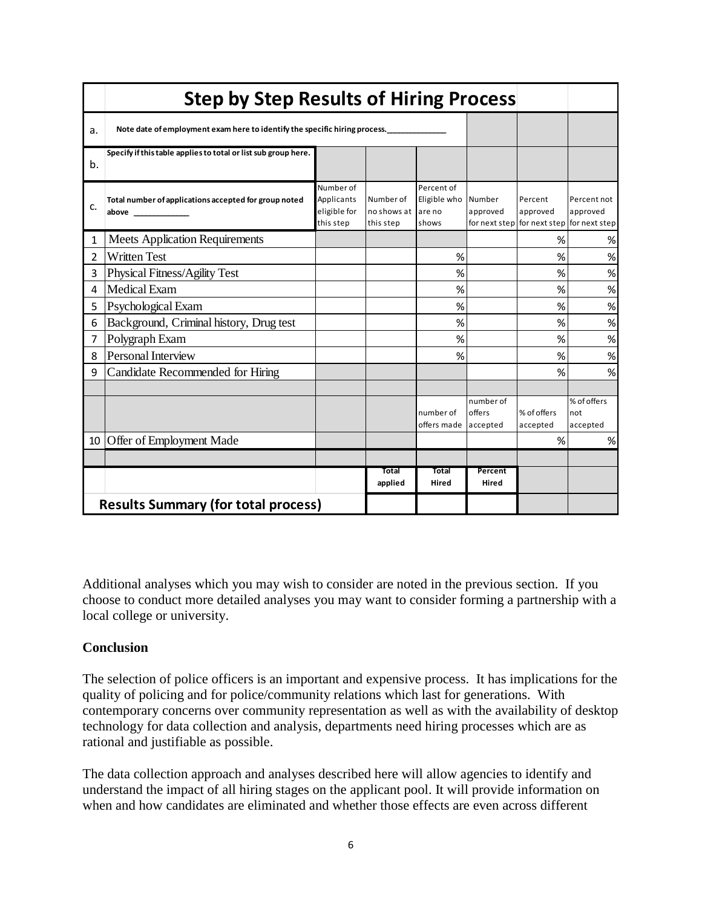| | Step by Step Results of Hiring Process | | | | | | |
|---|---|---|---|---|---|---|---|
| a. | Note date of employment exam here to identify the specific hiring process.______________ | | | | | | |
| b. | Specify if this table applies to total or list sub group here. | | | | | | |
| c. | Total number of applications accepted for group noted above ____________ | Number of Applicants eligible for this step | Number of no shows at this step | Percent of Eligible who are no shows | Number approved for next step | Percent approved for next step | Percent not approved for next step |
| 1 | Meets Application Requirements | | | | | % | % |
| 2 | Written Test | | | % | | % | % |
| 3 | Physical Fitness/Agility Test | | | % | | % | % |
| 4 | Medical Exam | | | % | | % | % |
| 5 | Psychological Exam | | | % | | % | % |
| 6 | Background, Criminal history, Drug test | | | % | | % | % |
| 7 | Polygraph Exam | | | % | | % | % |
| 8 | Personal Interview | | | % | | % | % |
| 9 | Candidate Recommended for Hiring | | | | | % | % |
| | | | | | | | |
| | | | | number of offers made | number of offers accepted | % of offers accepted | % of offers not accepted |
| 10 | Offer of Employment Made | | | | | % | % |
| | | | | | | | |
| | | | Total applied | Total Hired | Percent Hired | | |
| | Results Summary (for total process) | | | | | | |

Additional analyses which you may wish to consider are noted in the previous section. If you choose to conduct more detailed analyses you may want to consider forming a partnership with a local college or university.

**Conclusion**

The selection of police officers is an important and expensive process. It has implications for the quality of policing and for police/community relations which last for generations. With contemporary concerns over community representation as well as with the availability of desktop technology for data collection and analysis, departments need hiring processes which are as rational and justifiable as possible.

The data collection approach and analyses described here will allow agencies to identify and understand the impact of all hiring stages on the applicant pool. It will provide information on when and how candidates are eliminated and whether those effects are even across different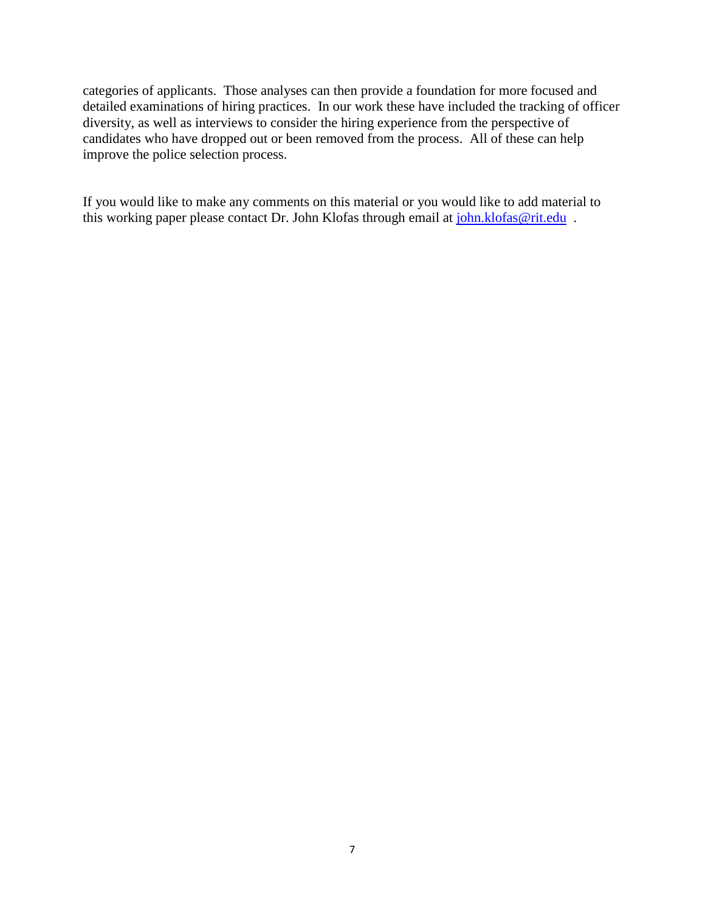categories of applicants. Those analyses can then provide a foundation for more focused and detailed examinations of hiring practices. In our work these have included the tracking of officer diversity, as well as interviews to consider the hiring experience from the perspective of candidates who have dropped out or been removed from the process. All of these can help improve the police selection process.

If you would like to make any comments on this material or you would like to add material to this working paper please contact Dr. John Klofas through email at [john.klofas@rit.edu](mailto:john.klofas@rit.edu) .